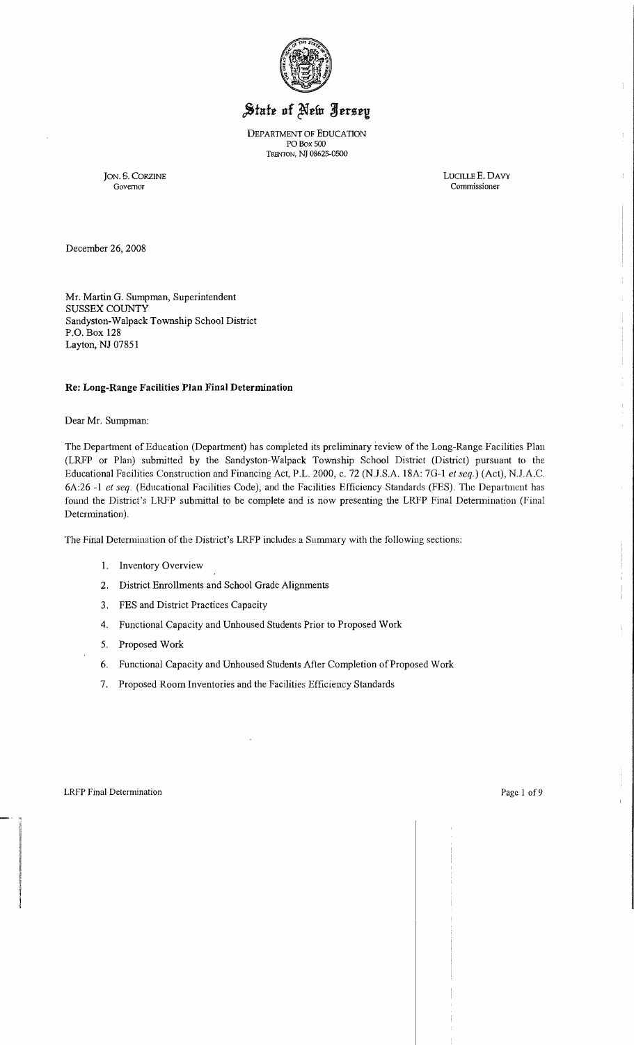# State of New Jersey

DEPARTMENT OF EDUCATION
PO Box 500
TRENTON, NJ 08625-0500

JON. S. CORZINE
Governor

LUCILLE E. DAVY
Commissioner

December 26, 2008

Mr. Martin G. Sumpman, Superintendent
SUSSEX COUNTY
Sandyston-Walpack Township School District
P.O. Box 128
Layton, NJ 07851

**Re: Long-Range Facilities Plan Final Determination**

Dear Mr. Sumpman:

The Department of Education (Department) has completed its preliminary review of the Long-Range Facilities Plan (LRFP or Plan) submitted by the Sandyston-Walpack Township School District (District) pursuant to the Educational Facilities Construction and Financing Act, P.L. 2000, c. 72 (N.J.S.A. 18A: 7G-1 *et seq.*) (Act), N.J.A.C. 6A:26 -1 *et seq.* (Educational Facilities Code), and the Facilities Efficiency Standards (FES). The Department has found the District's LRFP submittal to be complete and is now presenting the LRFP Final Determination (Final Determination).

The Final Determination of the District's LRFP includes a Summary with the following sections:

1. Inventory Overview
2. District Enrollments and School Grade Alignments
3. FES and District Practices Capacity
4. Functional Capacity and Unhoused Students Prior to Proposed Work
5. Proposed Work
6. Functional Capacity and Unhoused Students After Completion of Proposed Work
7. Proposed Room Inventories and the Facilities Efficiency Standards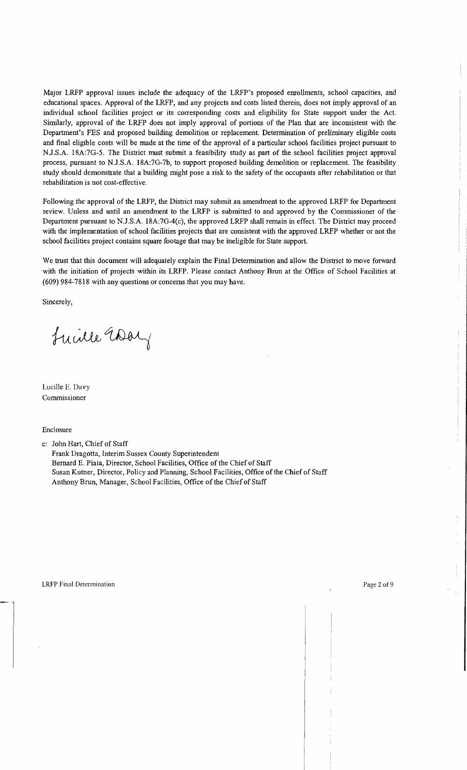Major LRFP approval issues include the adequacy of the LRFP's proposed enrollments, school capacities, and educational spaces. Approval of the LRFP, and any projects and costs listed therein, does not imply approval of an individual school facilities project or its corresponding costs and eligibility for State support under the Act. Similarly, approval of the LRFP does not imply approval of portions of the Plan that are inconsistent with the Department's FES and proposed building demolition or replacement. Determination of preliminary eligible costs and final eligible costs will be made at the time of the approval of a particular school facilities project pursuant to N.J.S.A. 18A:7G-5. The District must submit a feasibility study as part of the school facilities project approval process, pursuant to N.J.S.A. 18A:7G-7b, to support proposed building demolition or replacement. The feasibility study should demonstrate that a building might pose a risk to the safety of the occupants after rehabilitation or that rehabilitation is not cost-effective.

Following the approval of the LRFP, the District may submit an amendment to the approved LRFP for Department review. Unless and until an amendment to the LRFP is submitted to and approved by the Commissioner of the Department pursuant to N.J.S.A. 18A:7G-4(c), the approved LRFP shall remain in effect. The District may proceed with the implementation of school facilities projects that are consistent with the approved LRFP whether or not the school facilities project contains square footage that may be ineligible for State support.

We trust that this document will adequately explain the Final Determination and allow the District to move forward with the initiation of projects within its LRFP. Please contact Anthony Brun at the Office of School Facilities at (609) 984-7818 with any questions or concerns that you may have.

Sincerely,

Lucille E. Davy
Commissioner

Enclosure

c: John Hart, Chief of Staff
Frank Dragotta, Interim Sussex County Superintendent
Bernard E. Piaia, Director, School Facilities, Office of the Chief of Staff
Susan Kutner, Director, Policy and Planning, School Facilities, Office of the Chief of Staff
Anthony Brun, Manager, School Facilities, Office of the Chief of Staff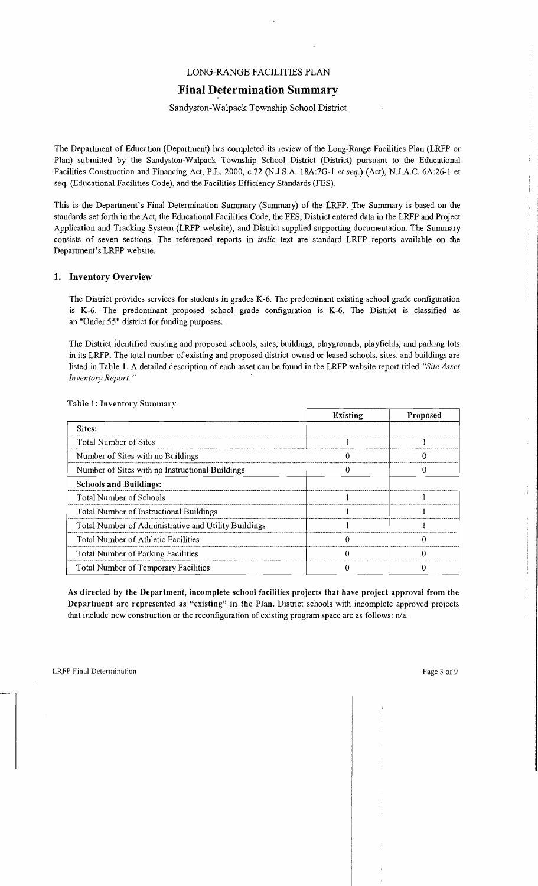LONG-RANGE FACILITIES PLAN

# Final Determination Summary

Sandyston-Walpack Township School District

The Department of Education (Department) has completed its review of the Long-Range Facilities Plan (LRFP or Plan) submitted by the Sandyston-Walpack Township School District (District) pursuant to the Educational Facilities Construction and Financing Act, P.L. 2000, c.72 (N.J.S.A. 18A:7G-1 *et seq.*) (Act), N.J.A.C. 6A:26-1 et seq. (Educational Facilities Code), and the Facilities Efficiency Standards (FES).

This is the Department's Final Determination Summary (Summary) of the LRFP. The Summary is based on the standards set forth in the Act, the Educational Facilities Code, the FES, District entered data in the LRFP and Project Application and Tracking System (LRFP website), and District supplied supporting documentation. The Summary consists of seven sections. The referenced reports in *italic* text are standard LRFP reports available on the Department's LRFP website.

## 1. Inventory Overview

The District provides services for students in grades K-6. The predominant existing school grade configuration is K-6. The predominant proposed school grade configuration is K-6. The District is classified as an "Under 55" district for funding purposes.

The District identified existing and proposed schools, sites, buildings, playgrounds, playfields, and parking lots in its LRFP. The total number of existing and proposed district-owned or leased schools, sites, and buildings are listed in Table 1. A detailed description of each asset can be found in the LRFP website report titled *"Site Asset Inventory Report."*

**Table 1: Inventory Summary**

| | Existing | Proposed |
|---|---|---|
| **Sites:** | | |
| Total Number of Sites | 1 | 1 |
| Number of Sites with no Buildings | 0 | 0 |
| Number of Sites with no Instructional Buildings | 0 | 0 |
| **Schools and Buildings:** | | |
| Total Number of Schools | 1 | 1 |
| Total Number of Instructional Buildings | 1 | 1 |
| Total Number of Administrative and Utility Buildings | 1 | 1 |
| Total Number of Athletic Facilities | 0 | 0 |
| Total Number of Parking Facilities | 0 | 0 |
| Total Number of Temporary Facilities | 0 | 0 |

**As directed by the Department, incomplete school facilities projects that have project approval from the Department are represented as "existing" in the Plan.** District schools with incomplete approved projects that include new construction or the reconfiguration of existing program space are as follows: n/a.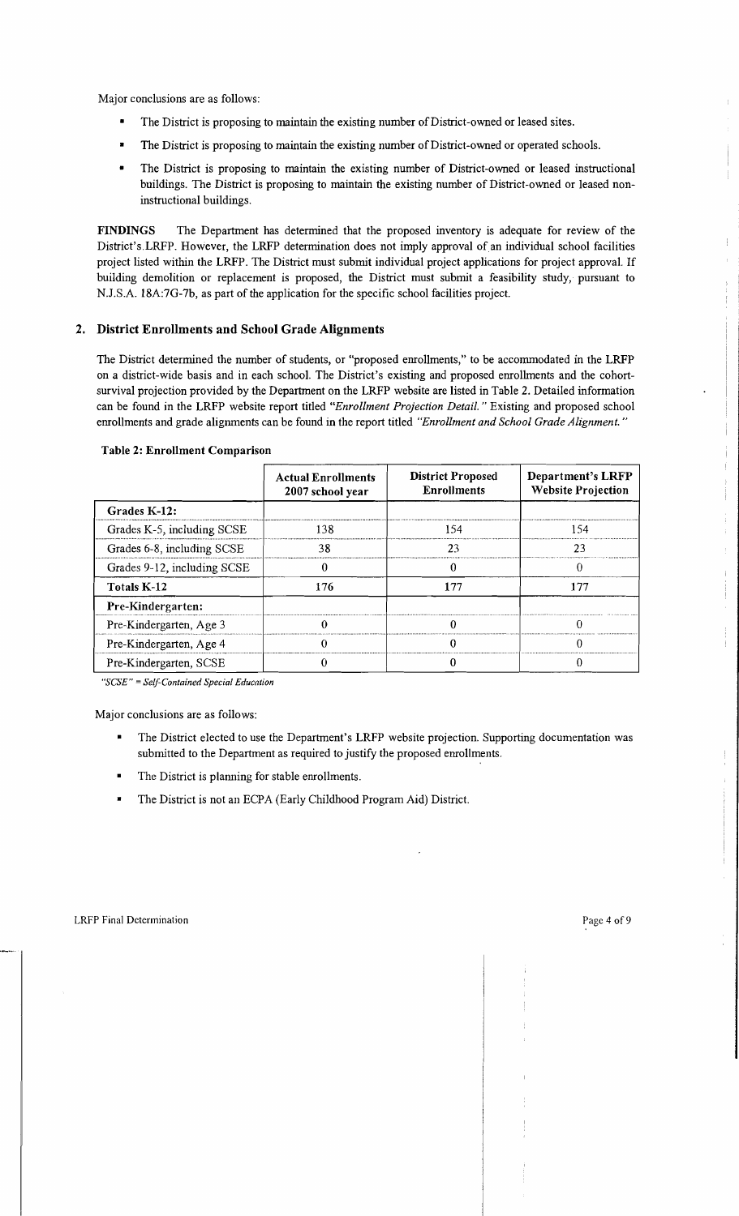Major conclusions are as follows:

- The District is proposing to maintain the existing number of District-owned or leased sites.
- The District is proposing to maintain the existing number of District-owned or operated schools.
- The District is proposing to maintain the existing number of District-owned or leased instructional buildings. The District is proposing to maintain the existing number of District-owned or leased non-instructional buildings.

**FINDINGS** The Department has determined that the proposed inventory is adequate for review of the District's LRFP. However, the LRFP determination does not imply approval of an individual school facilities project listed within the LRFP. The District must submit individual project applications for project approval. If building demolition or replacement is proposed, the District must submit a feasibility study, pursuant to N.J.S.A. 18A:7G-7b, as part of the application for the specific school facilities project.

## 2. District Enrollments and School Grade Alignments

The District determined the number of students, or "proposed enrollments," to be accommodated in the LRFP on a district-wide basis and in each school. The District's existing and proposed enrollments and the cohort-survival projection provided by the Department on the LRFP website are listed in Table 2. Detailed information can be found in the LRFP website report titled *"Enrollment Projection Detail."* Existing and proposed school enrollments and grade alignments can be found in the report titled *"Enrollment and School Grade Alignment."*

**Table 2: Enrollment Comparison**

| | Actual Enrollments 2007 school year | District Proposed Enrollments | Department's LRFP Website Projection |
|---|---|---|---|
| **Grades K-12:** | | | |
| Grades K-5, including SCSE | 138 | 154 | 154 |
| Grades 6-8, including SCSE | 38 | 23 | 23 |
| Grades 9-12, including SCSE | 0 | 0 | 0 |
| **Totals K-12** | 176 | 177 | 177 |
| **Pre-Kindergarten:** | | | |
| Pre-Kindergarten, Age 3 | 0 | 0 | 0 |
| Pre-Kindergarten, Age 4 | 0 | 0 | 0 |
| Pre-Kindergarten, SCSE | 0 | 0 | 0 |

*"SCSE" = Self-Contained Special Education*

Major conclusions are as follows:

- The District elected to use the Department's LRFP website projection. Supporting documentation was submitted to the Department as required to justify the proposed enrollments.
- The District is planning for stable enrollments.
- The District is not an ECPA (Early Childhood Program Aid) District.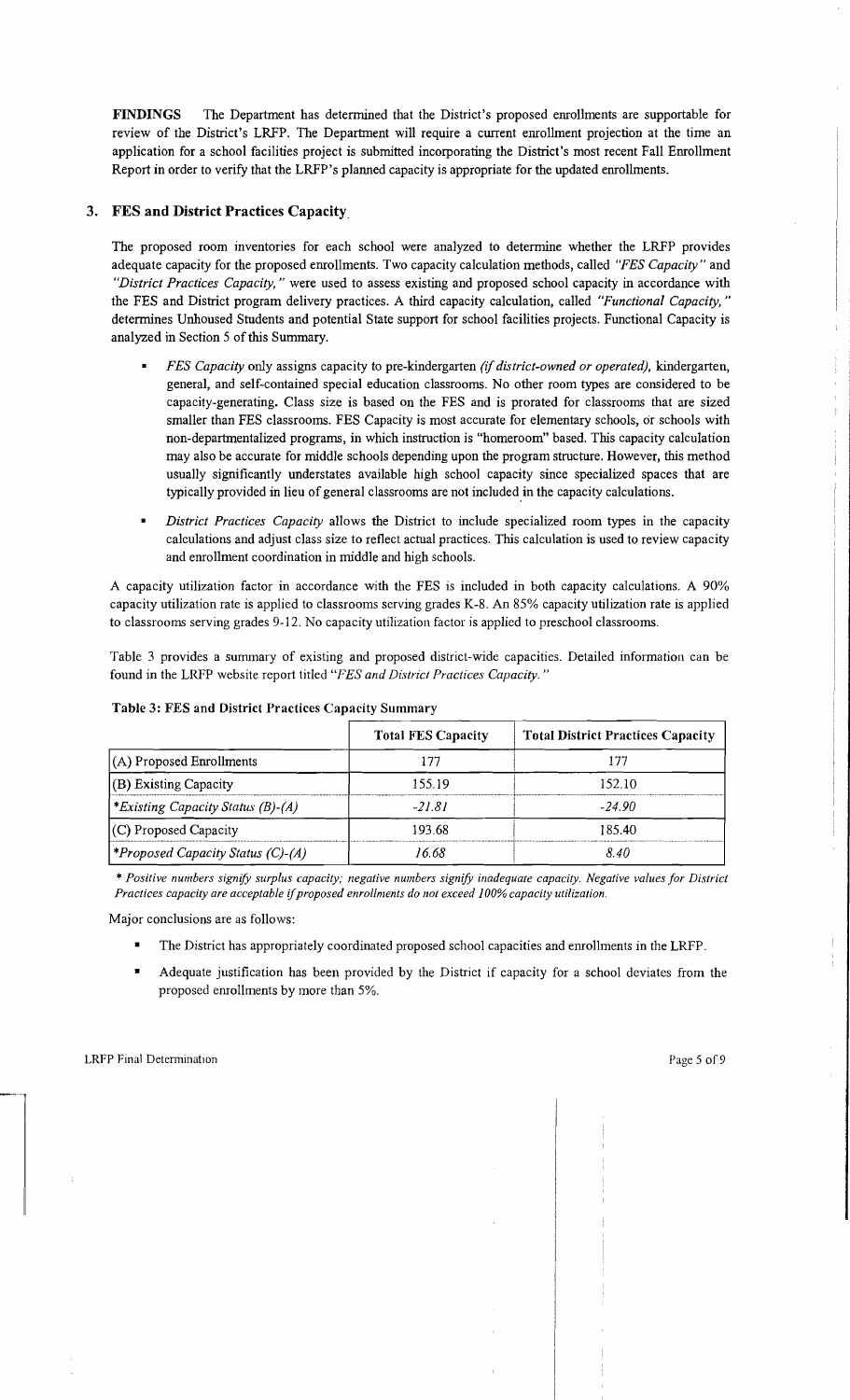**FINDINGS** The Department has determined that the District's proposed enrollments are supportable for review of the District's LRFP. The Department will require a current enrollment projection at the time an application for a school facilities project is submitted incorporating the District's most recent Fall Enrollment Report in order to verify that the LRFP's planned capacity is appropriate for the updated enrollments.

## 3. FES and District Practices Capacity

The proposed room inventories for each school were analyzed to determine whether the LRFP provides adequate capacity for the proposed enrollments. Two capacity calculation methods, called *"FES Capacity"* and *"District Practices Capacity,"* were used to assess existing and proposed school capacity in accordance with the FES and District program delivery practices. A third capacity calculation, called *"Functional Capacity,"* determines Unhoused Students and potential State support for school facilities projects. Functional Capacity is analyzed in Section 5 of this Summary.

- *FES Capacity* only assigns capacity to pre-kindergarten *(if district-owned or operated)*, kindergarten, general, and self-contained special education classrooms. No other room types are considered to be capacity-generating. Class size is based on the FES and is prorated for classrooms that are sized smaller than FES classrooms. FES Capacity is most accurate for elementary schools, or schools with non-departmentalized programs, in which instruction is "homeroom" based. This capacity calculation may also be accurate for middle schools depending upon the program structure. However, this method usually significantly understates available high school capacity since specialized spaces that are typically provided in lieu of general classrooms are not included in the capacity calculations.
- *District Practices Capacity* allows the District to include specialized room types in the capacity calculations and adjust class size to reflect actual practices. This calculation is used to review capacity and enrollment coordination in middle and high schools.

A capacity utilization factor in accordance with the FES is included in both capacity calculations. A 90% capacity utilization rate is applied to classrooms serving grades K-8. An 85% capacity utilization rate is applied to classrooms serving grades 9-12. No capacity utilization factor is applied to preschool classrooms.

Table 3 provides a summary of existing and proposed district-wide capacities. Detailed information can be found in the LRFP website report titled *"FES and District Practices Capacity."*

**Table 3: FES and District Practices Capacity Summary**

| | Total FES Capacity | Total District Practices Capacity |
|---|---|---|
| (A) Proposed Enrollments | 177 | 177 |
| (B) Existing Capacity | 155.19 | 152.10 |
| *\*Existing Capacity Status (B)-(A)* | *-21.81* | *-24.90* |
| (C) Proposed Capacity | 193.68 | 185.40 |
| *\*Proposed Capacity Status (C)-(A)* | *16.68* | *8.40* |

*\* Positive numbers signify surplus capacity; negative numbers signify inadequate capacity. Negative values for District Practices capacity are acceptable if proposed enrollments do not exceed 100% capacity utilization.*

Major conclusions are as follows:

- The District has appropriately coordinated proposed school capacities and enrollments in the LRFP.
- Adequate justification has been provided by the District if capacity for a school deviates from the proposed enrollments by more than 5%.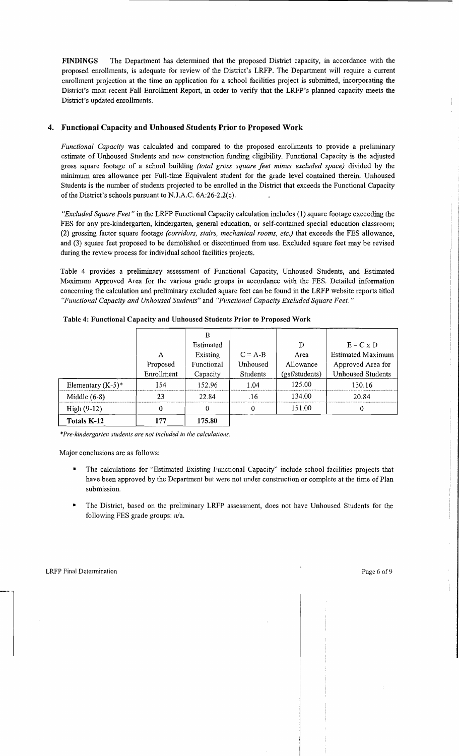**FINDINGS** The Department has determined that the proposed District capacity, in accordance with the proposed enrollments, is adequate for review of the District's LRFP. The Department will require a current enrollment projection at the time an application for a school facilities project is submitted, incorporating the District's most recent Fall Enrollment Report, in order to verify that the LRFP's planned capacity meets the District's updated enrollments.

## 4. Functional Capacity and Unhoused Students Prior to Proposed Work

*Functional Capacity* was calculated and compared to the proposed enrollments to provide a preliminary estimate of Unhoused Students and new construction funding eligibility. Functional Capacity is the adjusted gross square footage of a school building *(total gross square feet minus excluded space)* divided by the minimum area allowance per Full-time Equivalent student for the grade level contained therein. Unhoused Students is the number of students projected to be enrolled in the District that exceeds the Functional Capacity of the District's schools pursuant to N.J.A.C. 6A:26-2.2(c).

*"Excluded Square Feet"* in the LRFP Functional Capacity calculation includes (1) square footage exceeding the FES for any pre-kindergarten, kindergarten, general education, or self-contained special education classroom; (2) grossing factor square footage *(corridors, stairs, mechanical rooms, etc.)* that exceeds the FES allowance, and (3) square feet proposed to be demolished or discontinued from use. Excluded square feet may be revised during the review process for individual school facilities projects.

Table 4 provides a preliminary assessment of Functional Capacity, Unhoused Students, and Estimated Maximum Approved Area for the various grade groups in accordance with the FES. Detailed information concerning the calculation and preliminary excluded square feet can be found in the LRFP website reports titled *"Functional Capacity and Unhoused Students"* and *"Functional Capacity Excluded Square Feet."*

**Table 4: Functional Capacity and Unhoused Students Prior to Proposed Work**

| | A Proposed Enrollment | B Estimated Existing Functional Capacity | C = A-B Unhoused Students | D Area Allowance (gsf/students) | E = C x D Estimated Maximum Approved Area for Unhoused Students |
|---|---|---|---|---|---|
| Elementary (K-5)* | 154 | 152.96 | 1.04 | 125.00 | 130.16 |
| Middle (6-8) | 23 | 22.84 | .16 | 134.00 | 20.84 |
| High (9-12) | 0 | 0 | 0 | 151.00 | 0 |
| **Totals K-12** | **177** | **175.80** | | | |

*\*Pre-kindergarten students are not included in the calculations.*

Major conclusions are as follows:

- The calculations for "Estimated Existing Functional Capacity" include school facilities projects that have been approved by the Department but were not under construction or complete at the time of Plan submission.
- The District, based on the preliminary LRFP assessment, does not have Unhoused Students for the following FES grade groups: n/a.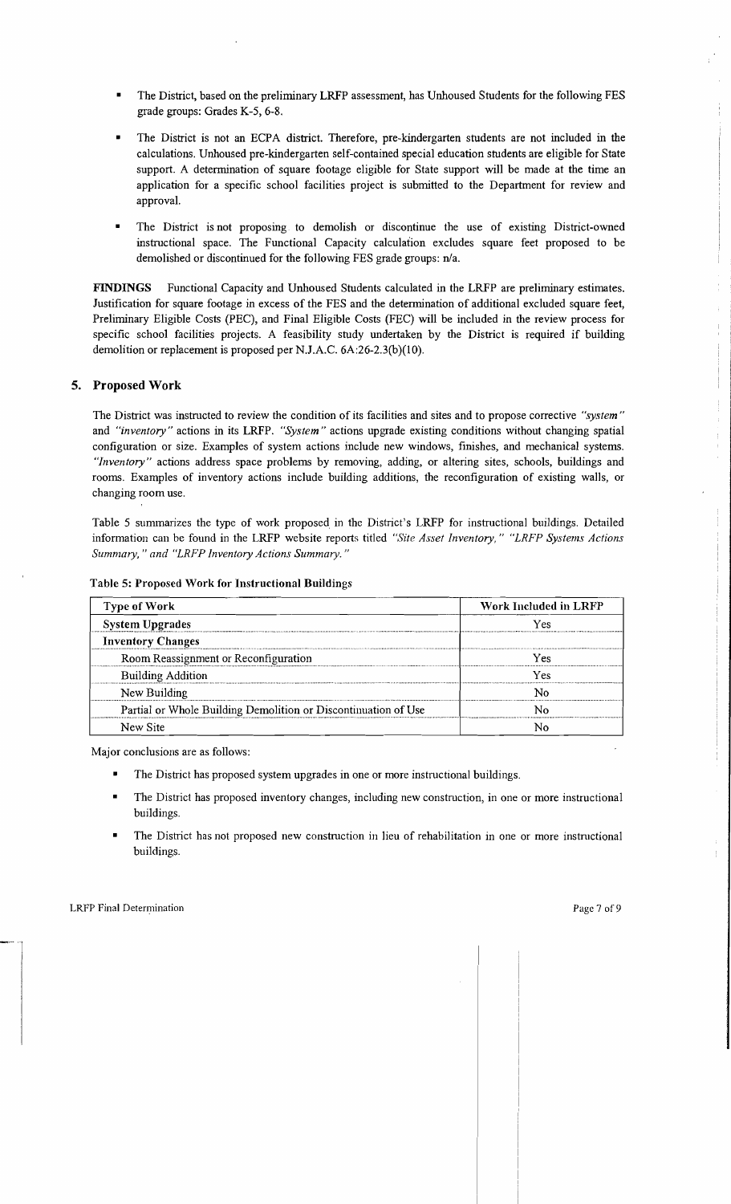- The District, based on the preliminary LRFP assessment, has Unhoused Students for the following FES grade groups: Grades K-5, 6-8.

- The District is not an ECPA district. Therefore, pre-kindergarten students are not included in the calculations. Unhoused pre-kindergarten self-contained special education students are eligible for State support. A determination of square footage eligible for State support will be made at the time an application for a specific school facilities project is submitted to the Department for review and approval.

- The District is not proposing to demolish or discontinue the use of existing District-owned instructional space. The Functional Capacity calculation excludes square feet proposed to be demolished or discontinued for the following FES grade groups: n/a.

**FINDINGS** Functional Capacity and Unhoused Students calculated in the LRFP are preliminary estimates. Justification for square footage in excess of the FES and the determination of additional excluded square feet, Preliminary Eligible Costs (PEC), and Final Eligible Costs (FEC) will be included in the review process for specific school facilities projects. A feasibility study undertaken by the District is required if building demolition or replacement is proposed per N.J.A.C. 6A:26-2.3(b)(10).

## 5. Proposed Work

The District was instructed to review the condition of its facilities and sites and to propose corrective *"system"* and *"inventory"* actions in its LRFP. *"System"* actions upgrade existing conditions without changing spatial configuration or size. Examples of system actions include new windows, finishes, and mechanical systems. *"Inventory"* actions address space problems by removing, adding, or altering sites, schools, buildings and rooms. Examples of inventory actions include building additions, the reconfiguration of existing walls, or changing room use.

Table 5 summarizes the type of work proposed in the District's LRFP for instructional buildings. Detailed information can be found in the LRFP website reports titled *"Site Asset Inventory," "LRFP Systems Actions Summary," and "LRFP Inventory Actions Summary."*

**Table 5: Proposed Work for Instructional Buildings**

| Type of Work | Work Included in LRFP |
|---|---|
| **System Upgrades** | Yes |
| **Inventory Changes** | |
| Room Reassignment or Reconfiguration | Yes |
| Building Addition | Yes |
| New Building | No |
| Partial or Whole Building Demolition or Discontinuation of Use | No |
| New Site | No |

Major conclusions are as follows:

- The District has proposed system upgrades in one or more instructional buildings.

- The District has proposed inventory changes, including new construction, in one or more instructional buildings.

- The District has not proposed new construction in lieu of rehabilitation in one or more instructional buildings.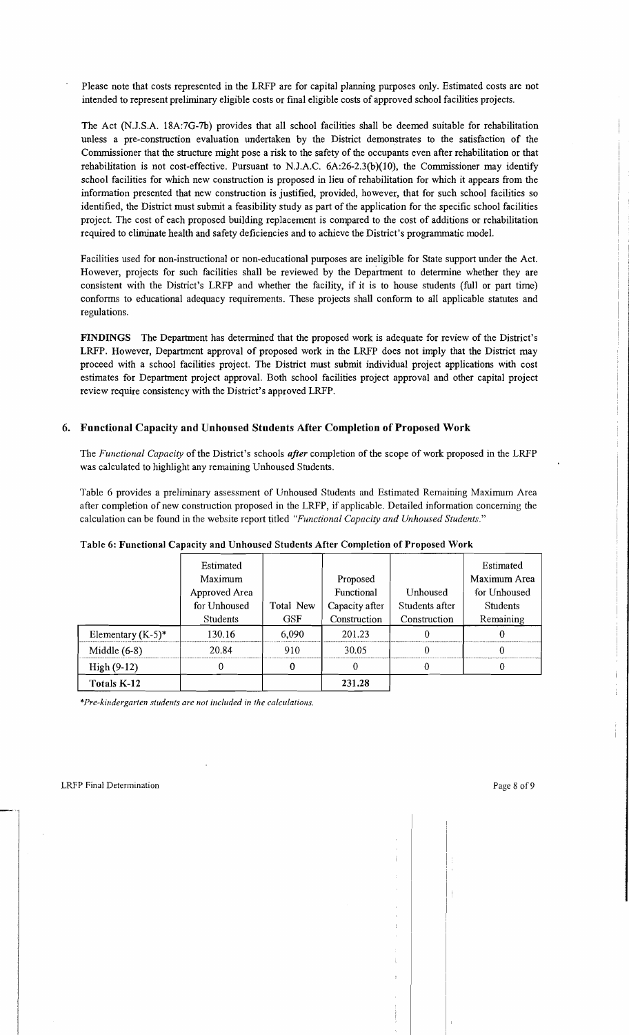Please note that costs represented in the LRFP are for capital planning purposes only. Estimated costs are not intended to represent preliminary eligible costs or final eligible costs of approved school facilities projects.

The Act (N.J.S.A. 18A:7G-7b) provides that all school facilities shall be deemed suitable for rehabilitation unless a pre-construction evaluation undertaken by the District demonstrates to the satisfaction of the Commissioner that the structure might pose a risk to the safety of the occupants even after rehabilitation or that rehabilitation is not cost-effective. Pursuant to N.J.A.C. 6A:26-2.3(b)(10), the Commissioner may identify school facilities for which new construction is proposed in lieu of rehabilitation for which it appears from the information presented that new construction is justified, provided, however, that for such school facilities so identified, the District must submit a feasibility study as part of the application for the specific school facilities project. The cost of each proposed building replacement is compared to the cost of additions or rehabilitation required to eliminate health and safety deficiencies and to achieve the District's programmatic model.

Facilities used for non-instructional or non-educational purposes are ineligible for State support under the Act. However, projects for such facilities shall be reviewed by the Department to determine whether they are consistent with the District's LRFP and whether the facility, if it is to house students (full or part time) conforms to educational adequacy requirements. These projects shall conform to all applicable statutes and regulations.

**FINDINGS** The Department has determined that the proposed work is adequate for review of the District's LRFP. However, Department approval of proposed work in the LRFP does not imply that the District may proceed with a school facilities project. The District must submit individual project applications with cost estimates for Department project approval. Both school facilities project approval and other capital project review require consistency with the District's approved LRFP.

## 6. Functional Capacity and Unhoused Students After Completion of Proposed Work

The *Functional Capacity* of the District's schools ***after*** completion of the scope of work proposed in the LRFP was calculated to highlight any remaining Unhoused Students.

Table 6 provides a preliminary assessment of Unhoused Students and Estimated Remaining Maximum Area after completion of new construction proposed in the LRFP, if applicable. Detailed information concerning the calculation can be found in the website report titled *"Functional Capacity and Unhoused Students."*

**Table 6: Functional Capacity and Unhoused Students After Completion of Proposed Work**

| | Estimated Maximum Approved Area for Unhoused Students | Total New GSF | Proposed Functional Capacity after Construction | Unhoused Students after Construction | Estimated Maximum Area for Unhoused Students Remaining |
|---|---|---|---|---|---|
| Elementary (K-5)* | 130.16 | 6,090 | 201.23 | 0 | 0 |
| Middle (6-8) | 20.84 | 910 | 30.05 | 0 | 0 |
| High (9-12) | 0 | 0 | 0 | 0 | 0 |
| **Totals K-12** | | | **231.28** | | |

*\*Pre-kindergarten students are not included in the calculations.*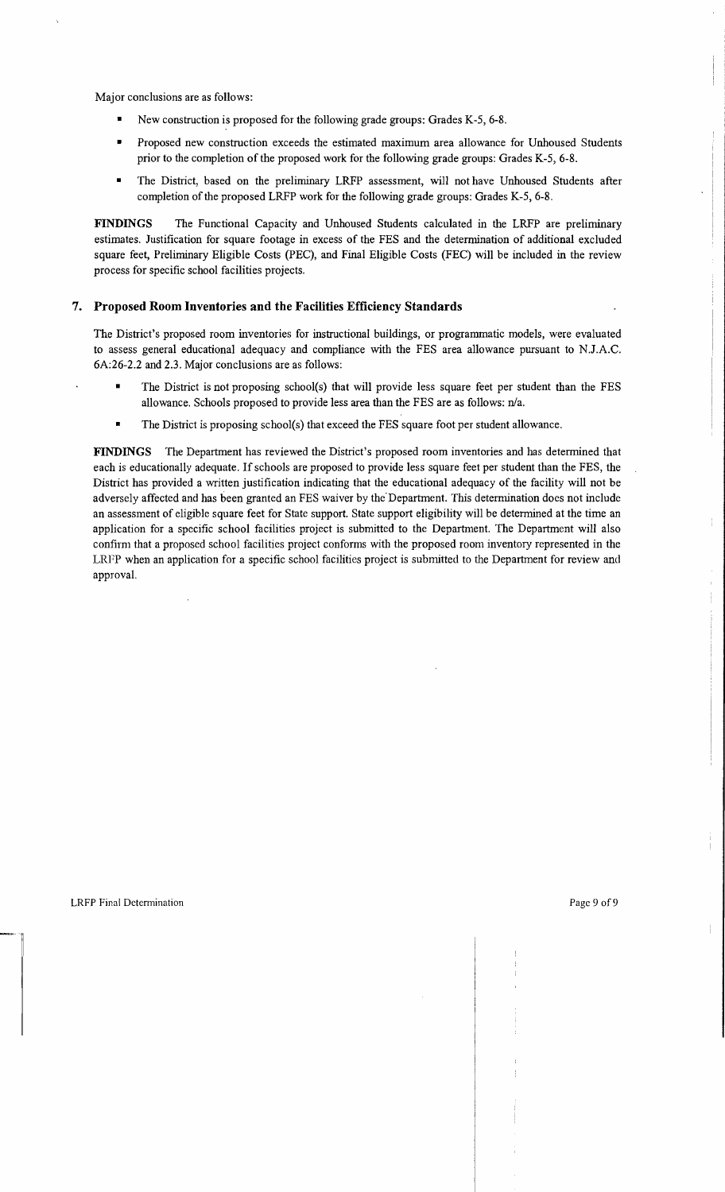Major conclusions are as follows:

- New construction is proposed for the following grade groups: Grades K-5, 6-8.
- Proposed new construction exceeds the estimated maximum area allowance for Unhoused Students prior to the completion of the proposed work for the following grade groups: Grades K-5, 6-8.
- The District, based on the preliminary LRFP assessment, will not have Unhoused Students after completion of the proposed LRFP work for the following grade groups: Grades K-5, 6-8.

**FINDINGS** The Functional Capacity and Unhoused Students calculated in the LRFP are preliminary estimates. Justification for square footage in excess of the FES and the determination of additional excluded square feet, Preliminary Eligible Costs (PEC), and Final Eligible Costs (FEC) will be included in the review process for specific school facilities projects.

### 7. Proposed Room Inventories and the Facilities Efficiency Standards

The District's proposed room inventories for instructional buildings, or programmatic models, were evaluated to assess general educational adequacy and compliance with the FES area allowance pursuant to N.J.A.C. 6A:26-2.2 and 2.3. Major conclusions are as follows:

- The District is not proposing school(s) that will provide less square feet per student than the FES allowance. Schools proposed to provide less area than the FES are as follows: n/a.
- The District is proposing school(s) that exceed the FES square foot per student allowance.

**FINDINGS** The Department has reviewed the District's proposed room inventories and has determined that each is educationally adequate. If schools are proposed to provide less square feet per student than the FES, the District has provided a written justification indicating that the educational adequacy of the facility will not be adversely affected and has been granted an FES waiver by the Department. This determination does not include an assessment of eligible square feet for State support. State support eligibility will be determined at the time an application for a specific school facilities project is submitted to the Department. The Department will also confirm that a proposed school facilities project conforms with the proposed room inventory represented in the LRFP when an application for a specific school facilities project is submitted to the Department for review and approval.